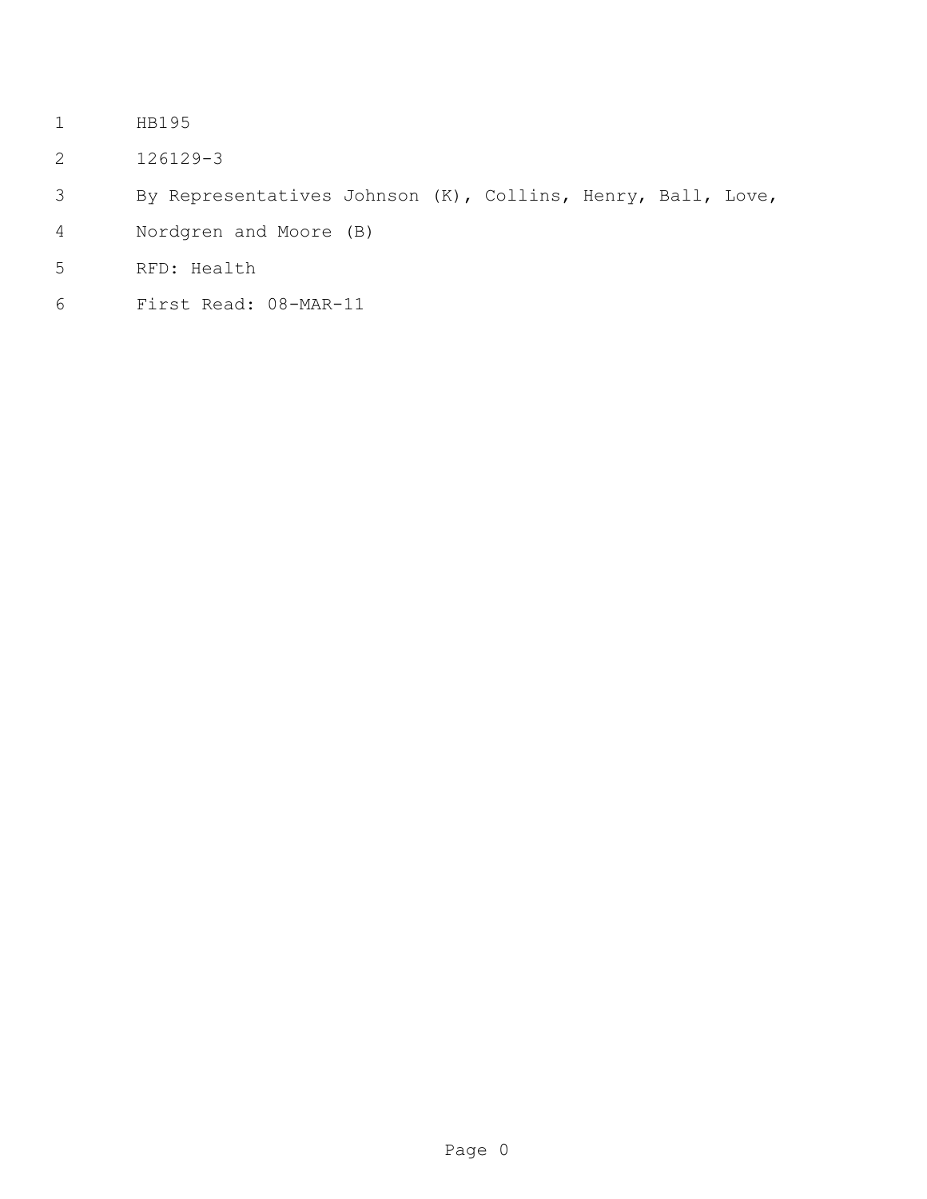HB195

126129-3

By Representatives Johnson (K), Collins, Henry, Ball, Love,

Nordgren and Moore (B)

RFD: Health

First Read: 08-MAR-11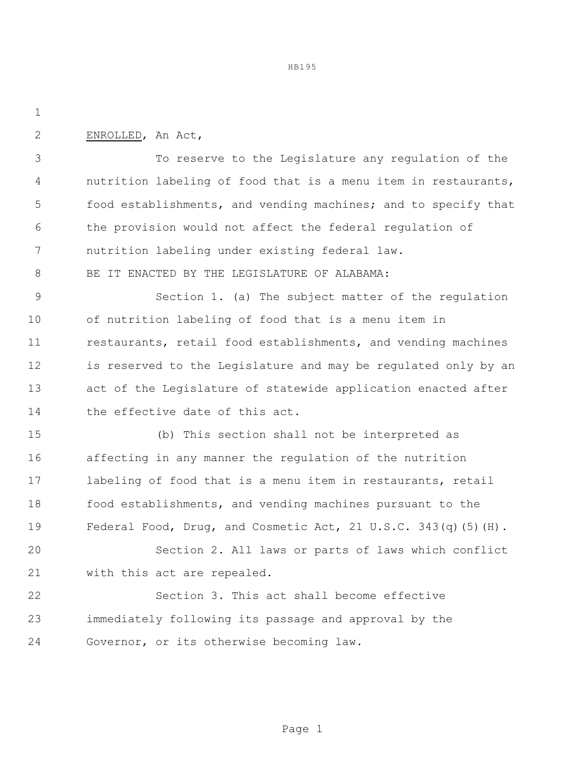ENROLLED, An Act,

To reserve to the Legislature any regulation of the nutrition labeling of food that is a menu item in restaurants, food establishments, and vending machines; and to specify that the provision would not affect the federal regulation of nutrition labeling under existing federal law.

BE IT ENACTED BY THE LEGISLATURE OF ALABAMA:

Section 1. (a) The subject matter of the regulation of nutrition labeling of food that is a menu item in restaurants, retail food establishments, and vending machines is reserved to the Legislature and may be regulated only by an act of the Legislature of statewide application enacted after the effective date of this act.

(b) This section shall not be interpreted as affecting in any manner the regulation of the nutrition labeling of food that is a menu item in restaurants, retail food establishments, and vending machines pursuant to the Federal Food, Drug, and Cosmetic Act, 21 U.S.C. 343(q)(5)(H).

Section 2. All laws or parts of laws which conflict with this act are repealed.

Section 3. This act shall become effective immediately following its passage and approval by the Governor, or its otherwise becoming law.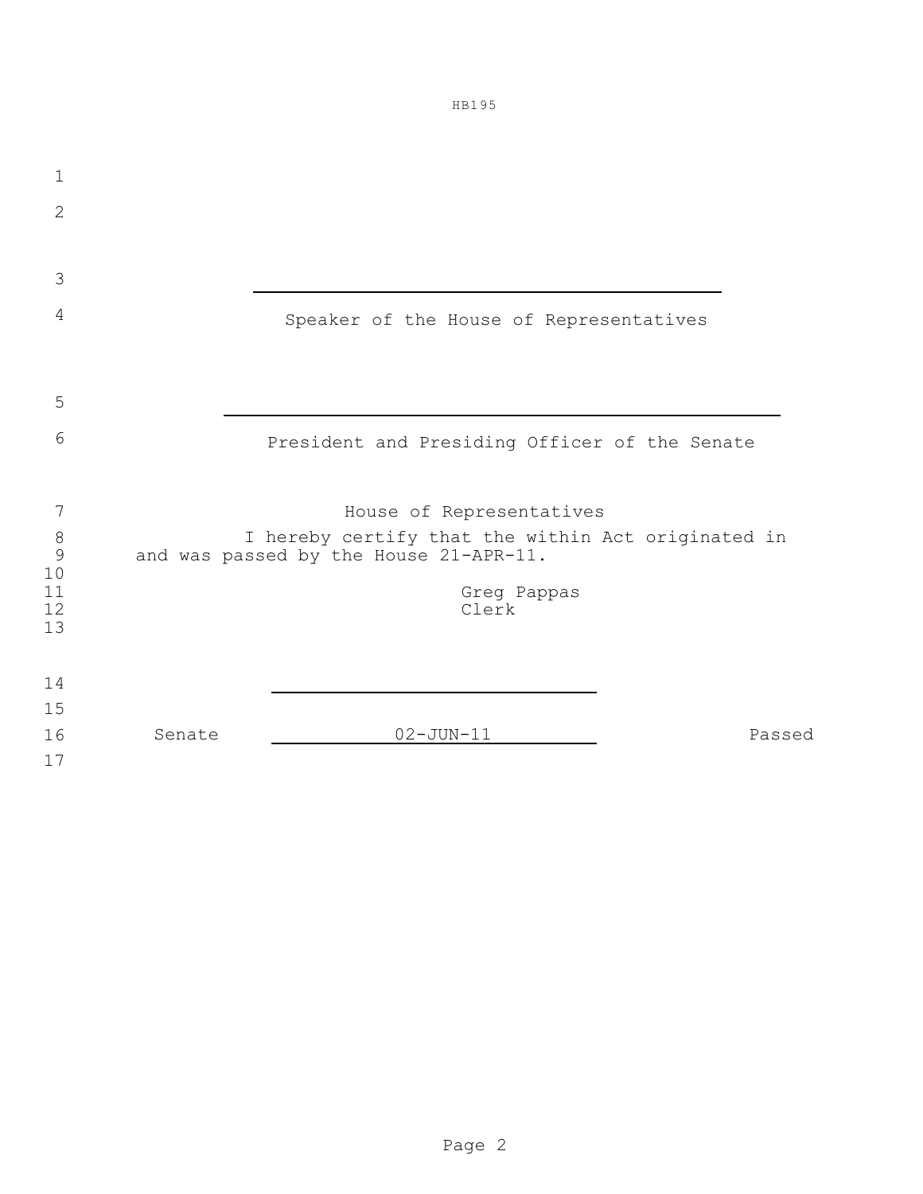\_\_\_\_\_\_\_\_\_\_\_\_\_\_\_\_\_\_\_\_\_\_\_\_\_\_\_\_\_\_\_\_\_\_\_\_\_\_\_\_

Speaker of the House of Representatives

\_\_\_\_\_\_\_\_\_\_\_\_\_\_\_\_\_\_\_\_\_\_\_\_\_\_\_\_\_\_\_\_\_\_\_\_\_\_\_\_

President and Presiding Officer of the Senate

House of Representatives

I hereby certify that the within Act originated in and was passed by the House 21-APR-11.

Greg Pappas
Clerk

\_\_\_\_\_\_\_\_\_\_\_\_\_\_\_\_\_\_\_\_\_\_\_\_\_\_\_\_

Senate 02-JUN-11 Passed